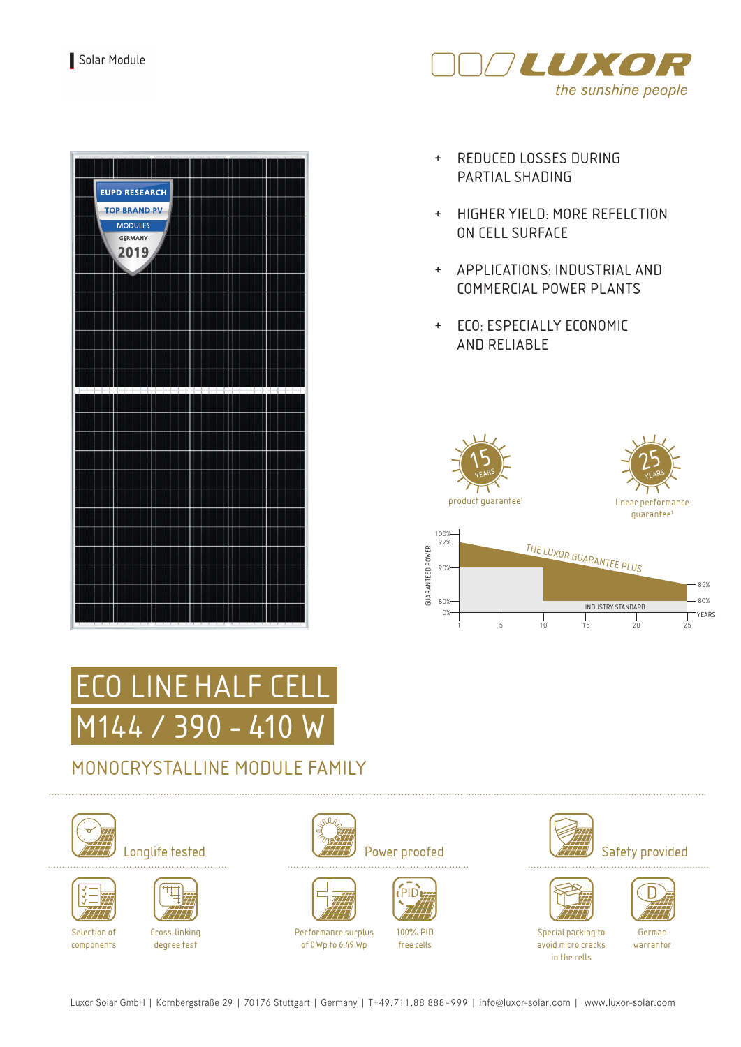Solar Module

LUXOR
*the sunshine people*

- REDUCED LOSSES DURING PARTIAL SHADING
- HIGHER YIELD: MORE REFELCTION ON CELL SURFACE
- APPLICATIONS: INDUSTRIAL AND COMMERCIAL POWER PLANTS
- ECO: ESPECIALLY ECONOMIC AND RELIABLE

15 YEARS product guarantee[1]

25 YEARS linear performance guarantee[1]

THE LUXOR GUARANTEE PLUS

INDUSTRY STANDARD

GUARANTEED POWER: 100%, 97%, 90%, 85%, 80%, 0%

YEARS: 1, 5, 10, 15, 20, 25

# ECO LINE HALF CELL
# M144 / 390 - 410 W

## MONOCRYSTALLINE MODULE FAMILY

**Longlife tested**
- Selection of components
- Cross-linking degree test

**Power proofed**
- Performance surplus of 0 Wp to 6.49 Wp
- 100% PID free cells

**Safety provided**
- Special packing to avoid micro cracks in the cells
- German warrantor

Luxor Solar GmbH | Kornbergstraße 29 | 70176 Stuttgart | Germany | T+49.711.88 888 - 999 | info@luxor-solar.com | www.luxor-solar.com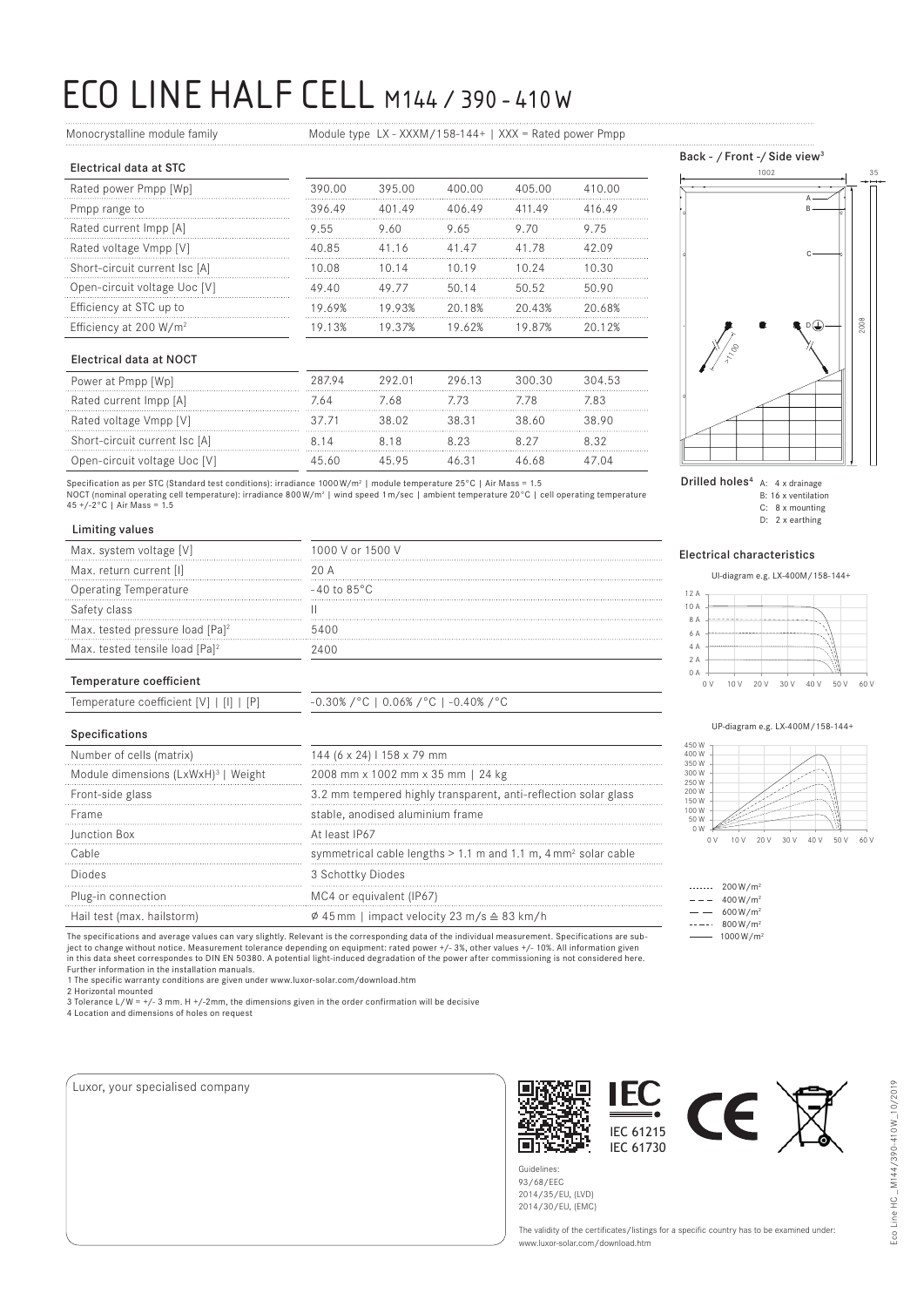# ECO LINE HALF CELL M144 / 390 - 410 W

Monocrystalline module family

Module type LX - XXXM/158-144+ | XXX = Rated power Pmpp

### Electrical data at STC

| | | | | | |
|---|---|---|---|---|---|
| Rated power Pmpp [Wp] | 390.00 | 395.00 | 400.00 | 405.00 | 410.00 |
| Pmpp range to | 396.49 | 401.49 | 406.49 | 411.49 | 416.49 |
| Rated current Impp [A] | 9.55 | 9.60 | 9.65 | 9.70 | 9.75 |
| Rated voltage Vmpp [V] | 40.85 | 41.16 | 41.47 | 41.78 | 42.09 |
| Short-circuit current Isc [A] | 10.08 | 10.14 | 10.19 | 10.24 | 10.30 |
| Open-circuit voltage Uoc [V] | 49.40 | 49.77 | 50.14 | 50.52 | 50.90 |
| Efficiency at STC up to | 19.69% | 19.93% | 20.18% | 20.43% | 20.68% |
| Efficiency at 200 W/m² | 19.13% | 19.37% | 19.62% | 19.87% | 20.12% |

### Electrical data at NOCT

| | | | | | |
|---|---|---|---|---|---|
| Power at Pmpp [Wp] | 287.94 | 292.01 | 296.13 | 300.30 | 304.53 |
| Rated current Impp [A] | 7.64 | 7.68 | 7.73 | 7.78 | 7.83 |
| Rated voltage Vmpp [V] | 37.71 | 38.02 | 38.31 | 38.60 | 38.90 |
| Short-circuit current Isc [A] | 8.14 | 8.18 | 8.23 | 8.27 | 8.32 |
| Open-circuit voltage Uoc [V] | 45.60 | 45.95 | 46.31 | 46.68 | 47.04 |

Specification as per STC (Standard test conditions): irradiance 1000 W/m² | module temperature 25°C | Air Mass = 1.5
NOCT (nominal operating cell temperature): irradiance 800 W/m² | wind speed 1 m/sec | ambient temperature 20°C | cell operating temperature 45 +/-2°C | Air Mass = 1.5

### Limiting values

| | |
|---|---|
| Max. system voltage [V] | 1000 V or 1500 V |
| Max. return current [I] | 20 A |
| Operating Temperature | -40 to 85°C |
| Safety class | II |
| Max. tested pressure load [Pa][2] | 5400 |
| Max. tested tensile load [Pa][2] | 2400 |

### Temperature coefficient

| | |
|---|---|
| Temperature coefficient [V] \| [I] \| [P] | -0.30% /°C \| 0.06% /°C \| -0.40% /°C |

### Specifications

| | |
|---|---|
| Number of cells (matrix) | 144 (6 x 24) I 158 x 79 mm |
| Module dimensions (LxWxH)[3] \| Weight | 2008 mm x 1002 mm x 35 mm \| 24 kg |
| Front-side glass | 3.2 mm tempered highly transparent, anti-reflection solar glass |
| Frame | stable, anodised aluminium frame |
| Junction Box | At least IP67 |
| Cable | symmetrical cable lengths > 1.1 m and 1.1 m, 4 mm² solar cable |
| Diodes | 3 Schottky Diodes |
| Plug-in connection | MC4 or equivalent (IP67) |
| Hail test (max. hailstorm) | Ø 45 mm \| impact velocity 23 m/s ≙ 83 km/h |

The specifications and average values can vary slightly. Relevant is the corresponding data of the individual measurement. Specifications are subject to change without notice. Measurement tolerance depending on equipment: rated power +/- 3%, other values +/- 10%. All information given in this data sheet correspondes to DIN EN 50380. A potential light-induced degradation of the power after commissioning is not considered here. Further information in the installation manuals.

1 The specific warranty conditions are given under www.luxor-solar.com/download.htm
2 Horizontal mounted
3 Tolerance L/W = +/- 3 mm. H +/-2mm, the dimensions given in the order confirmation will be decisive
4 Location and dimensions of holes on request

### Back - / Front -/ Side view[3]

1002
35
2008
A
B
C
D
>1100

**Drilled holes[4]**
A: 4 x drainage
B: 16 x ventilation
C: 8 x mounting
D: 2 x earthing

### Electrical characteristics

UI-diagram e.g. LX-400M/158-144+

12 A
10 A
8 A
6 A
4 A
2 A
0 A
0 V 10 V 20 V 30 V 40 V 50 V 60 V

UP-diagram e.g. LX-400M/158-144+

450 W
400 W
350 W
300 W
250 W
200 W
150 W
100 W
50 W
0 W
0 V 10 V 20 V 30 V 40 V 50 V 60 V

200 W/m²
400 W/m²
600 W/m²
800 W/m²
1000 W/m²

Luxor, your specialised company

IEC 61215
IEC 61730

Guidelines:
93/68/EEC
2014/35/EU, (LVD)
2014/30/EU, (EMC)

The validity of the certificates/listings for a specific country has to be examined under: www.luxor-solar.com/download.htm

Eco Line HC_M144/390-410W_10/2019